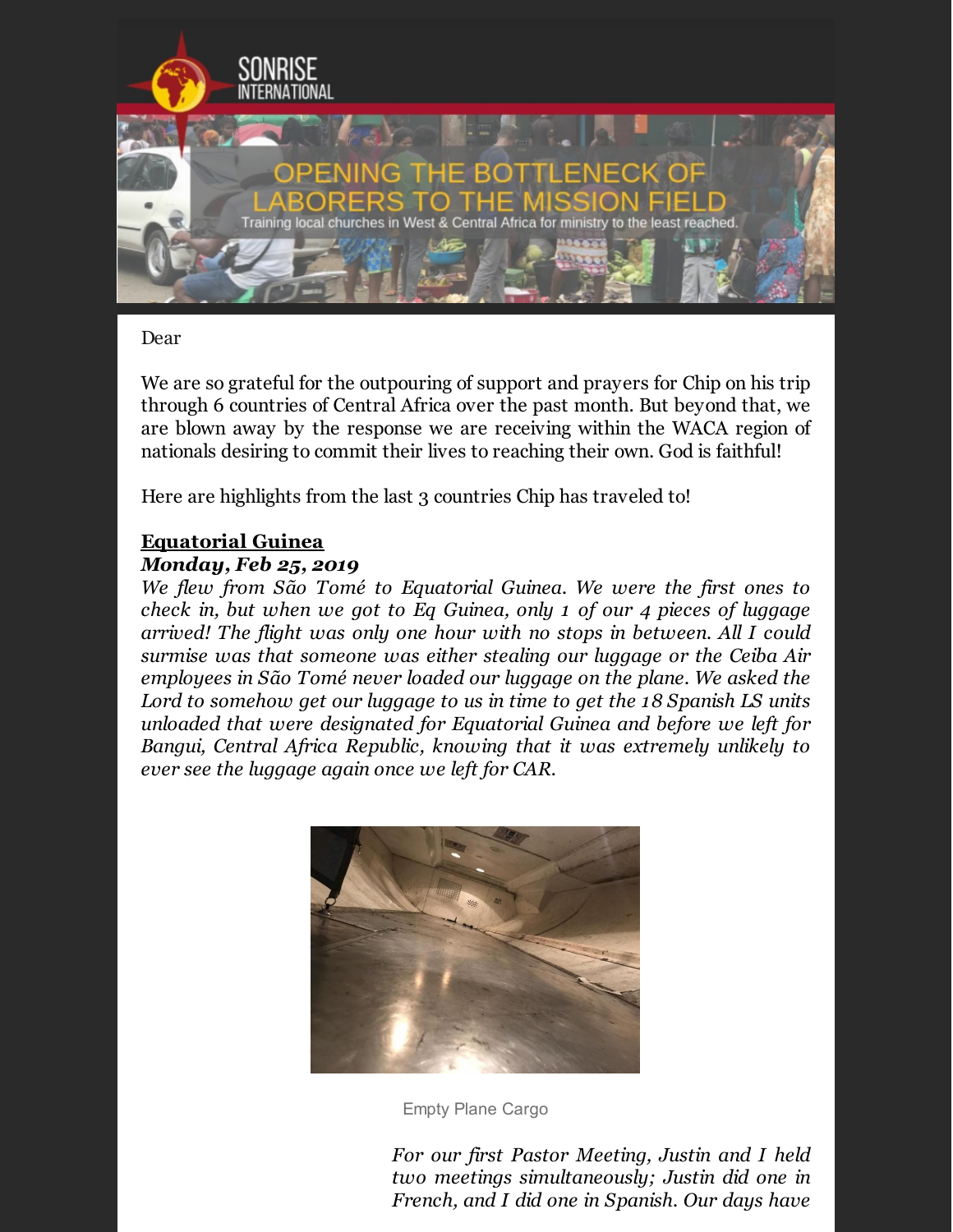SONRISE INTERNATIONAL

# OPENING THE BOTTLENECK OF LABORERS TO THE MISSION FIELD

Training local churches in West & Central Africa for ministry to the least reached.

Dear

We are so grateful for the outpouring of support and prayers for Chip on his trip through 6 countries of Central Africa over the past month. But beyond that, we are blown away by the response we are receiving within the WACA region of nationals desiring to commit their lives to reaching their own. God is faithful!

Here are highlights from the last 3 countries Chip has traveled to!

**Equatorial Guinea**

***Monday, Feb 25, 2019***

*We flew from São Tomé to Equatorial Guinea. We were the first ones to check in, but when we got to Eq Guinea, only 1 of our 4 pieces of luggage arrived! The flight was only one hour with no stops in between. All I could surmise was that someone was either stealing our luggage or the Ceiba Air employees in São Tomé never loaded our luggage on the plane. We asked the Lord to somehow get our luggage to us in time to get the 18 Spanish LS units unloaded that were designated for Equatorial Guinea and before we left for Bangui, Central Africa Republic, knowing that it was extremely unlikely to ever see the luggage again once we left for CAR.*

Empty Plane Cargo

*For our first Pastor Meeting, Justin and I held two meetings simultaneously; Justin did one in French, and I did one in Spanish. Our days have*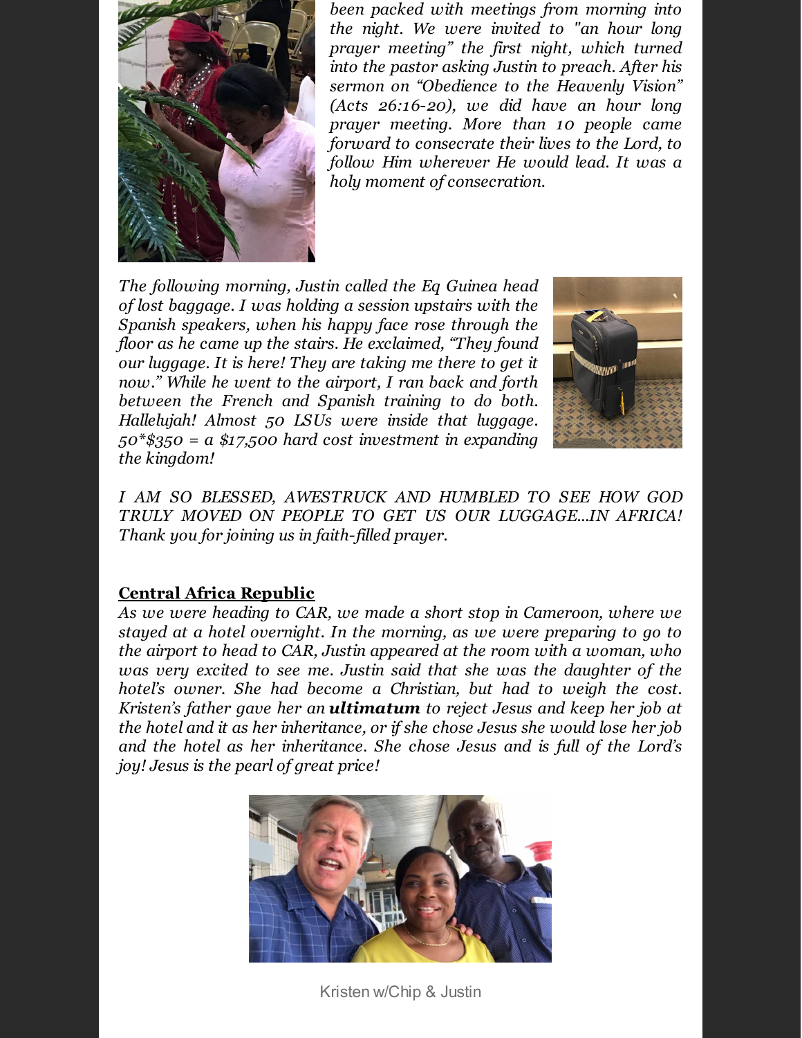*been packed with meetings from morning into the night. We were invited to "an hour long prayer meeting" the first night, which turned into the pastor asking Justin to preach. After his sermon on "Obedience to the Heavenly Vision" (Acts 26:16-20), we did have an hour long prayer meeting. More than 10 people came forward to consecrate their lives to the Lord, to follow Him wherever He would lead. It was a holy moment of consecration.*

*The following morning, Justin called the Eq Guinea head of lost baggage. I was holding a session upstairs with the Spanish speakers, when his happy face rose through the floor as he came up the stairs. He exclaimed, "They found our luggage. It is here! They are taking me there to get it now." While he went to the airport, I ran back and forth between the French and Spanish training to do both. Hallelujah! Almost 50 LSUs were inside that luggage. 50*$350 = a $17,500 hard cost investment in expanding the kingdom!*

*I AM SO BLESSED, AWESTRUCK AND HUMBLED TO SEE HOW GOD TRULY MOVED ON PEOPLE TO GET US OUR LUGGAGE...IN AFRICA! Thank you for joining us in faith-filled prayer.*

## Central Africa Republic

*As we were heading to CAR, we made a short stop in Cameroon, where we stayed at a hotel overnight. In the morning, as we were preparing to go to the airport to head to CAR, Justin appeared at the room with a woman, who was very excited to see me. Justin said that she was the daughter of the hotel's owner. She had become a Christian, but had to weigh the cost. Kristen's father gave her an* ***ultimatum*** *to reject Jesus and keep her job at the hotel and it as her inheritance, or if she chose Jesus she would lose her job and the hotel as her inheritance. She chose Jesus and is full of the Lord's joy! Jesus is the pearl of great price!*

Kristen w/Chip & Justin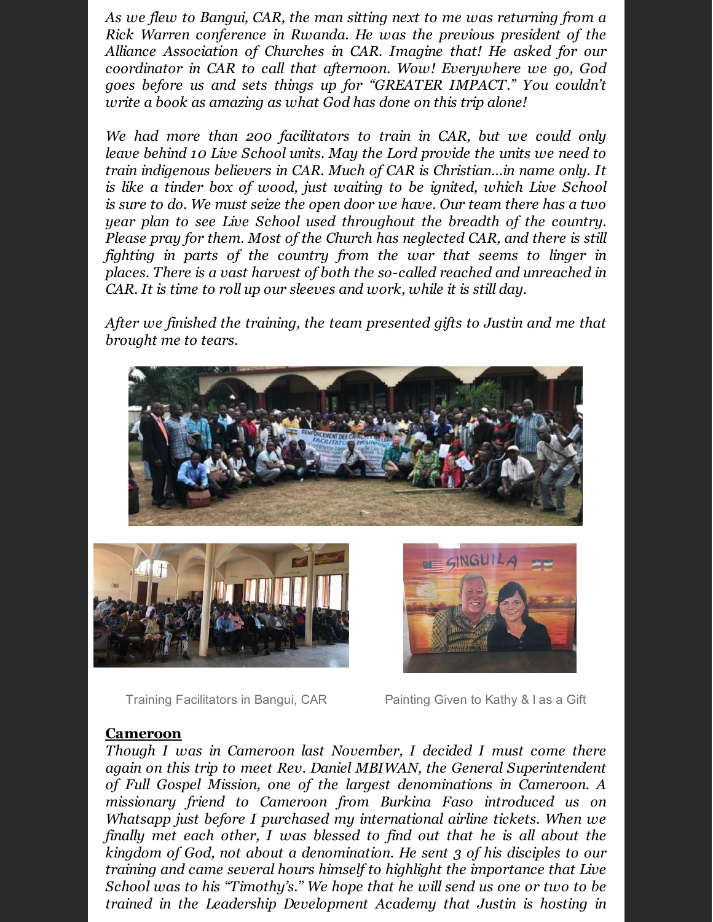*As we flew to Bangui, CAR, the man sitting next to me was returning from a Rick Warren conference in Rwanda. He was the previous president of the Alliance Association of Churches in CAR. Imagine that! He asked for our coordinator in CAR to call that afternoon. Wow! Everywhere we go, God goes before us and sets things up for "GREATER IMPACT." You couldn't write a book as amazing as what God has done on this trip alone!*

*We had more than 200 facilitators to train in CAR, but we could only leave behind 10 Live School units. May the Lord provide the units we need to train indigenous believers in CAR. Much of CAR is Christian...in name only. It is like a tinder box of wood, just waiting to be ignited, which Live School is sure to do. We must seize the open door we have. Our team there has a two year plan to see Live School used throughout the breadth of the country. Please pray for them. Most of the Church has neglected CAR, and there is still fighting in parts of the country from the war that seems to linger in places. There is a vast harvest of both the so-called reached and unreached in CAR. It is time to roll up our sleeves and work, while it is still day.*

*After we finished the training, the team presented gifts to Justin and me that brought me to tears.*

Training Facilitators in Bangui, CAR

Painting Given to Kathy & I as a Gift

**Cameroon**

*Though I was in Cameroon last November, I decided I must come there again on this trip to meet Rev. Daniel MBIWAN, the General Superintendent of Full Gospel Mission, one of the largest denominations in Cameroon. A missionary friend to Cameroon from Burkina Faso introduced us on Whatsapp just before I purchased my international airline tickets. When we finally met each other, I was blessed to find out that he is all about the kingdom of God, not about a denomination. He sent 3 of his disciples to our training and came several hours himself to highlight the importance that Live School was to his "Timothy's." We hope that he will send us one or two to be trained in the Leadership Development Academy that Justin is hosting in*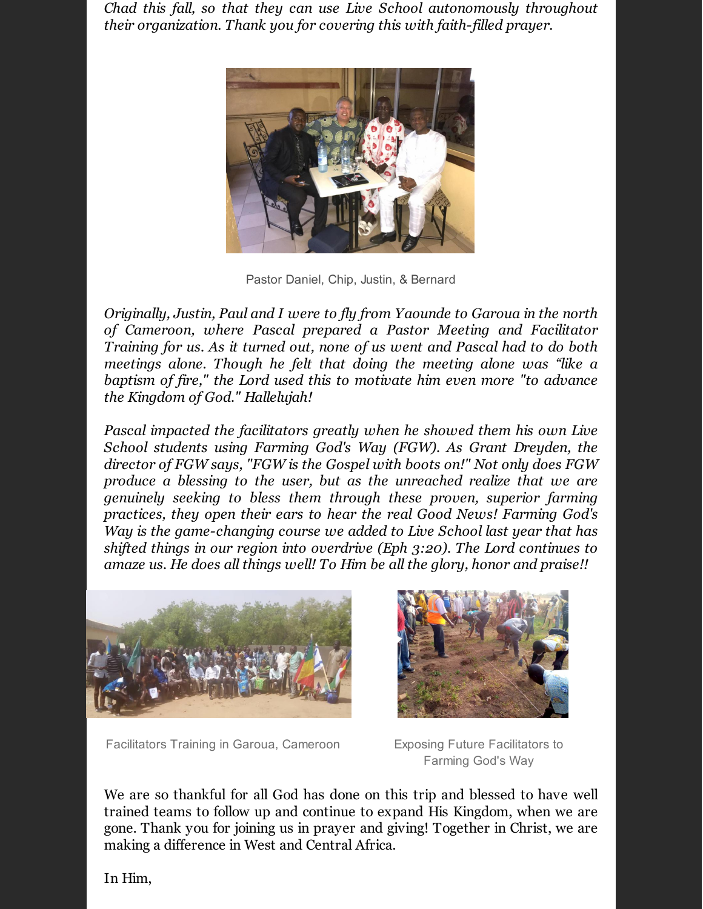*Chad this fall, so that they can use Live School autonomously throughout their organization. Thank you for covering this with faith-filled prayer.*

Pastor Daniel, Chip, Justin, & Bernard

*Originally, Justin, Paul and I were to fly from Yaounde to Garoua in the north of Cameroon, where Pascal prepared a Pastor Meeting and Facilitator Training for us. As it turned out, none of us went and Pascal had to do both meetings alone. Though he felt that doing the meeting alone was "like a baptism of fire," the Lord used this to motivate him even more "to advance the Kingdom of God." Hallelujah!*

*Pascal impacted the facilitators greatly when he showed them his own Live School students using Farming God's Way (FGW). As Grant Dreyden, the director of FGW says, "FGW is the Gospel with boots on!" Not only does FGW produce a blessing to the user, but as the unreached realize that we are genuinely seeking to bless them through these proven, superior farming practices, they open their ears to hear the real Good News! Farming God's Way is the game-changing course we added to Live School last year that has shifted things in our region into overdrive (Eph 3:20). The Lord continues to amaze us. He does all things well! To Him be all the glory, honor and praise!!*

Facilitators Training in Garoua, Cameroon

Exposing Future Facilitators to Farming God's Way

We are so thankful for all God has done on this trip and blessed to have well trained teams to follow up and continue to expand His Kingdom, when we are gone. Thank you for joining us in prayer and giving! Together in Christ, we are making a difference in West and Central Africa.

In Him,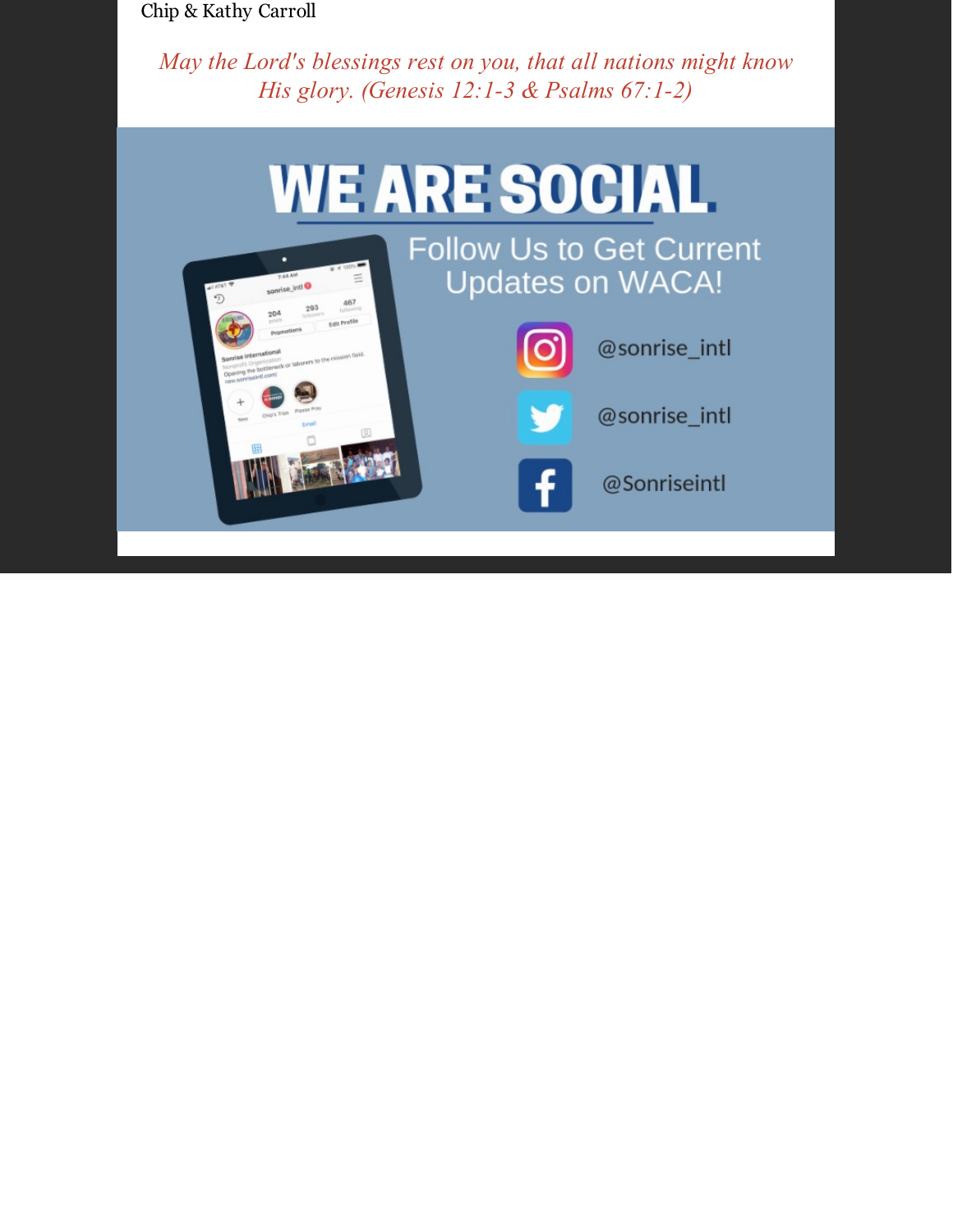Chip & Kathy Carroll

*May the Lord's blessings rest on you, that all nations might know His glory. (Genesis 12:1-3 & Psalms 67:1-2)*

WE ARE SOCIAL

Follow Us to Get Current Updates on WACA!

@sonrise_intl

@sonrise_intl

@Sonriseintl